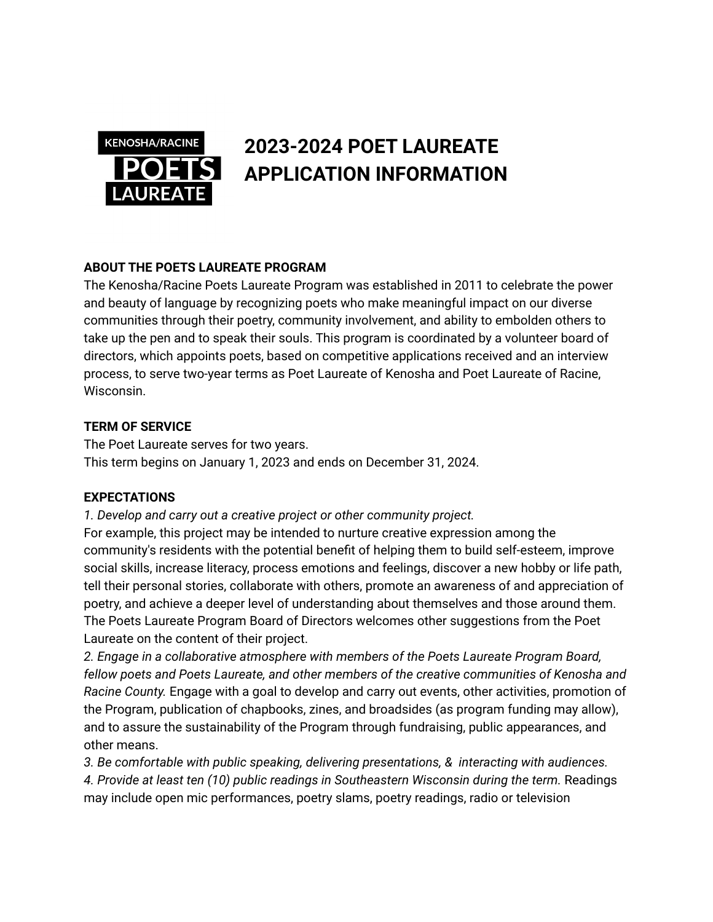KENOSHA/RACINE

POETS

LAUREATE

# 2023-2024 POET LAUREATE APPLICATION INFORMATION

**ABOUT THE POETS LAUREATE PROGRAM**

The Kenosha/Racine Poets Laureate Program was established in 2011 to celebrate the power and beauty of language by recognizing poets who make meaningful impact on our diverse communities through their poetry, community involvement, and ability to embolden others to take up the pen and to speak their souls. This program is coordinated by a volunteer board of directors, which appoints poets, based on competitive applications received and an interview process, to serve two-year terms as Poet Laureate of Kenosha and Poet Laureate of Racine, Wisconsin.

**TERM OF SERVICE**

The Poet Laureate serves for two years.
This term begins on January 1, 2023 and ends on December 31, 2024.

**EXPECTATIONS**

*1. Develop and carry out a creative project or other community project.*
For example, this project may be intended to nurture creative expression among the community's residents with the potential benefit of helping them to build self-esteem, improve social skills, increase literacy, process emotions and feelings, discover a new hobby or life path, tell their personal stories, collaborate with others, promote an awareness of and appreciation of poetry, and achieve a deeper level of understanding about themselves and those around them. The Poets Laureate Program Board of Directors welcomes other suggestions from the Poet Laureate on the content of their project.

*2. Engage in a collaborative atmosphere with members of the Poets Laureate Program Board, fellow poets and Poets Laureate, and other members of the creative communities of Kenosha and Racine County.* Engage with a goal to develop and carry out events, other activities, promotion of the Program, publication of chapbooks, zines, and broadsides (as program funding may allow), and to assure the sustainability of the Program through fundraising, public appearances, and other means.

*3. Be comfortable with public speaking, delivering presentations, & interacting with audiences.*

*4. Provide at least ten (10) public readings in Southeastern Wisconsin during the term.* Readings may include open mic performances, poetry slams, poetry readings, radio or television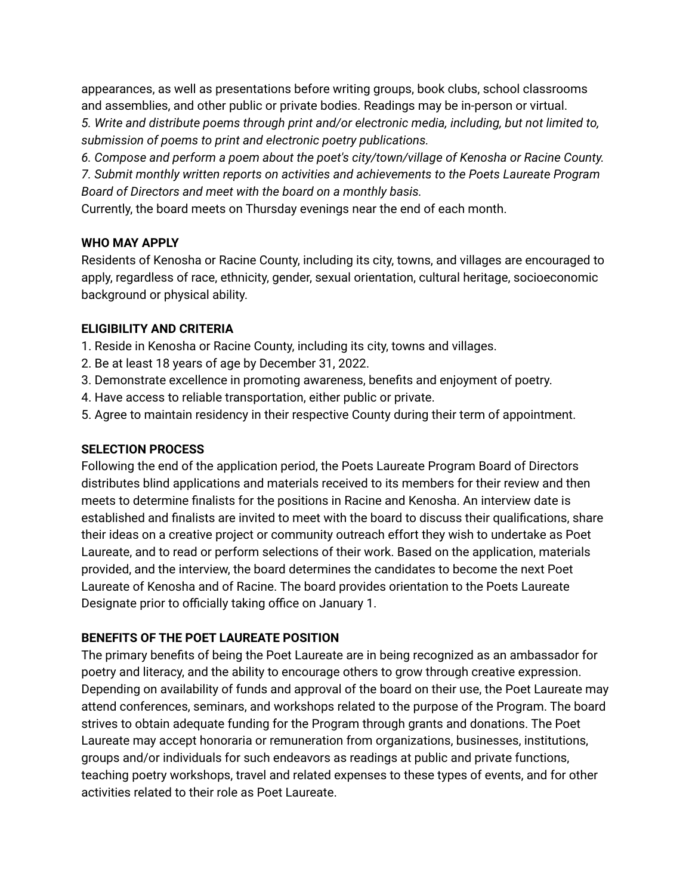appearances, as well as presentations before writing groups, book clubs, school classrooms and assemblies, and other public or private bodies. Readings may be in-person or virtual.

*5. Write and distribute poems through print and/or electronic media, including, but not limited to, submission of poems to print and electronic poetry publications.*

*6. Compose and perform a poem about the poet's city/town/village of Kenosha or Racine County.*

*7. Submit monthly written reports on activities and achievements to the Poets Laureate Program Board of Directors and meet with the board on a monthly basis.*

Currently, the board meets on Thursday evenings near the end of each month.

**WHO MAY APPLY**

Residents of Kenosha or Racine County, including its city, towns, and villages are encouraged to apply, regardless of race, ethnicity, gender, sexual orientation, cultural heritage, socioeconomic background or physical ability.

**ELIGIBILITY AND CRITERIA**

1. Reside in Kenosha or Racine County, including its city, towns and villages.
2. Be at least 18 years of age by December 31, 2022.
3. Demonstrate excellence in promoting awareness, benefits and enjoyment of poetry.
4. Have access to reliable transportation, either public or private.
5. Agree to maintain residency in their respective County during their term of appointment.

**SELECTION PROCESS**

Following the end of the application period, the Poets Laureate Program Board of Directors distributes blind applications and materials received to its members for their review and then meets to determine finalists for the positions in Racine and Kenosha. An interview date is established and finalists are invited to meet with the board to discuss their qualifications, share their ideas on a creative project or community outreach effort they wish to undertake as Poet Laureate, and to read or perform selections of their work. Based on the application, materials provided, and the interview, the board determines the candidates to become the next Poet Laureate of Kenosha and of Racine. The board provides orientation to the Poets Laureate Designate prior to officially taking office on January 1.

**BENEFITS OF THE POET LAUREATE POSITION**

The primary benefits of being the Poet Laureate are in being recognized as an ambassador for poetry and literacy, and the ability to encourage others to grow through creative expression. Depending on availability of funds and approval of the board on their use, the Poet Laureate may attend conferences, seminars, and workshops related to the purpose of the Program. The board strives to obtain adequate funding for the Program through grants and donations. The Poet Laureate may accept honoraria or remuneration from organizations, businesses, institutions, groups and/or individuals for such endeavors as readings at public and private functions, teaching poetry workshops, travel and related expenses to these types of events, and for other activities related to their role as Poet Laureate.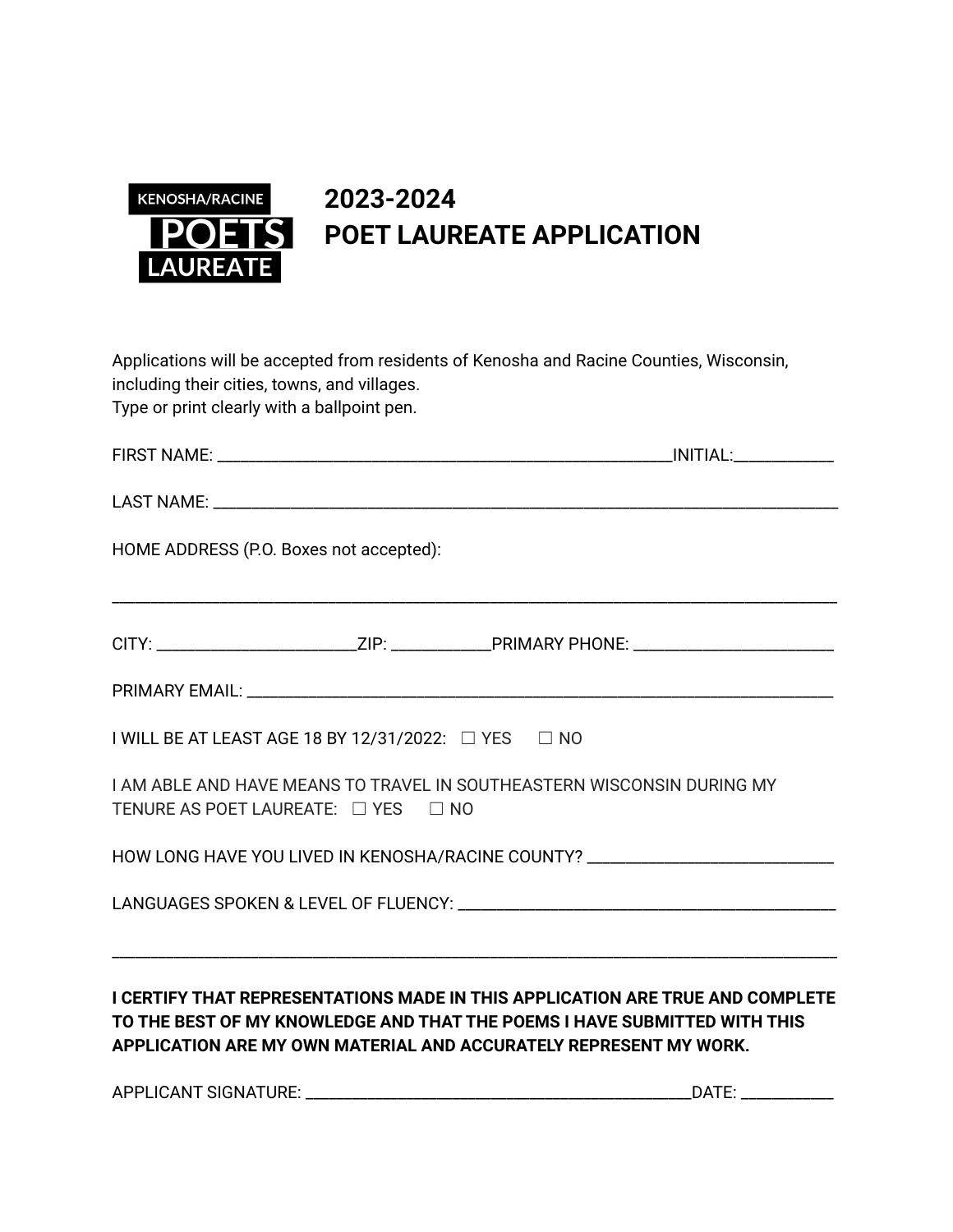KENOSHA/RACINE
POETS
LAUREATE

# 2023-2024
# POET LAUREATE APPLICATION

Applications will be accepted from residents of Kenosha and Racine Counties, Wisconsin, including their cities, towns, and villages.
Type or print clearly with a ballpoint pen.

FIRST NAME: ________________________________________________INITIAL:__________

LAST NAME: ________________________________________________________________

HOME ADDRESS (P.O. Boxes not accepted):

____________________________________________________________________________

CITY: _____________________ZIP: __________PRIMARY PHONE: _____________________

PRIMARY EMAIL: _____________________________________________________________

I WILL BE AT LEAST AGE 18 BY 12/31/2022: ☐ YES ☐ NO

I AM ABLE AND HAVE MEANS TO TRAVEL IN SOUTHEASTERN WISCONSIN DURING MY TENURE AS POET LAUREATE: ☐ YES ☐ NO

HOW LONG HAVE YOU LIVED IN KENOSHA/RACINE COUNTY? _________________________

LANGUAGES SPOKEN & LEVEL OF FLUENCY: ______________________________________

____________________________________________________________________________

**I CERTIFY THAT REPRESENTATIONS MADE IN THIS APPLICATION ARE TRUE AND COMPLETE TO THE BEST OF MY KNOWLEDGE AND THAT THE POEMS I HAVE SUBMITTED WITH THIS APPLICATION ARE MY OWN MATERIAL AND ACCURATELY REPRESENT MY WORK.**

APPLICANT SIGNATURE: _________________________________________DATE: __________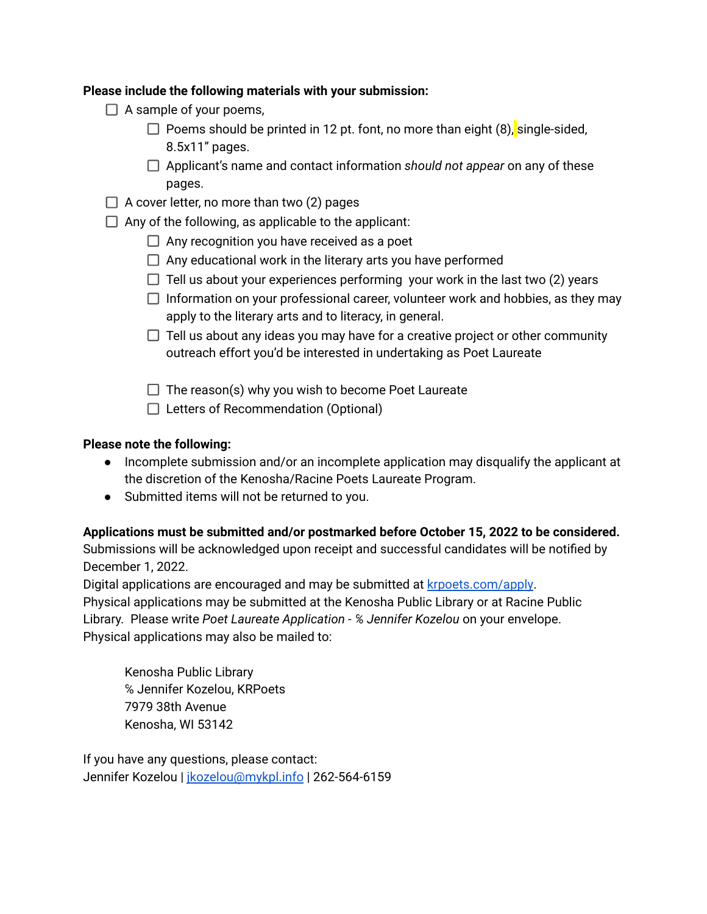**Please include the following materials with your submission:**

- [ ] A sample of your poems,
    - [ ] Poems should be printed in 12 pt. font, no more than eight (8), single-sided, 8.5x11" pages.
    - [ ] Applicant's name and contact information *should not appear* on any of these pages.
- [ ] A cover letter, no more than two (2) pages
- [ ] Any of the following, as applicable to the applicant:
    - [ ] Any recognition you have received as a poet
    - [ ] Any educational work in the literary arts you have performed
    - [ ] Tell us about your experiences performing your work in the last two (2) years
    - [ ] Information on your professional career, volunteer work and hobbies, as they may apply to the literary arts and to literacy, in general.
    - [ ] Tell us about any ideas you may have for a creative project or other community outreach effort you'd be interested in undertaking as Poet Laureate
    - [ ] The reason(s) why you wish to become Poet Laureate
    - [ ] Letters of Recommendation (Optional)

**Please note the following:**

- Incomplete submission and/or an incomplete application may disqualify the applicant at the discretion of the Kenosha/Racine Poets Laureate Program.
- Submitted items will not be returned to you.

**Applications must be submitted and/or postmarked before October 15, 2022 to be considered.**
Submissions will be acknowledged upon receipt and successful candidates will be notified by December 1, 2022.
Digital applications are encouraged and may be submitted at [krpoets.com/apply](krpoets.com/apply).
Physical applications may be submitted at the Kenosha Public Library or at Racine Public Library. Please write *Poet Laureate Application - % Jennifer Kozelou* on your envelope.
Physical applications may also be mailed to:

Kenosha Public Library
% Jennifer Kozelou, KRPoets
7979 38th Avenue
Kenosha, WI 53142

If you have any questions, please contact:
Jennifer Kozelou | [jkozelou@mykpl.info](mailto:jkozelou@mykpl.info) | 262-564-6159